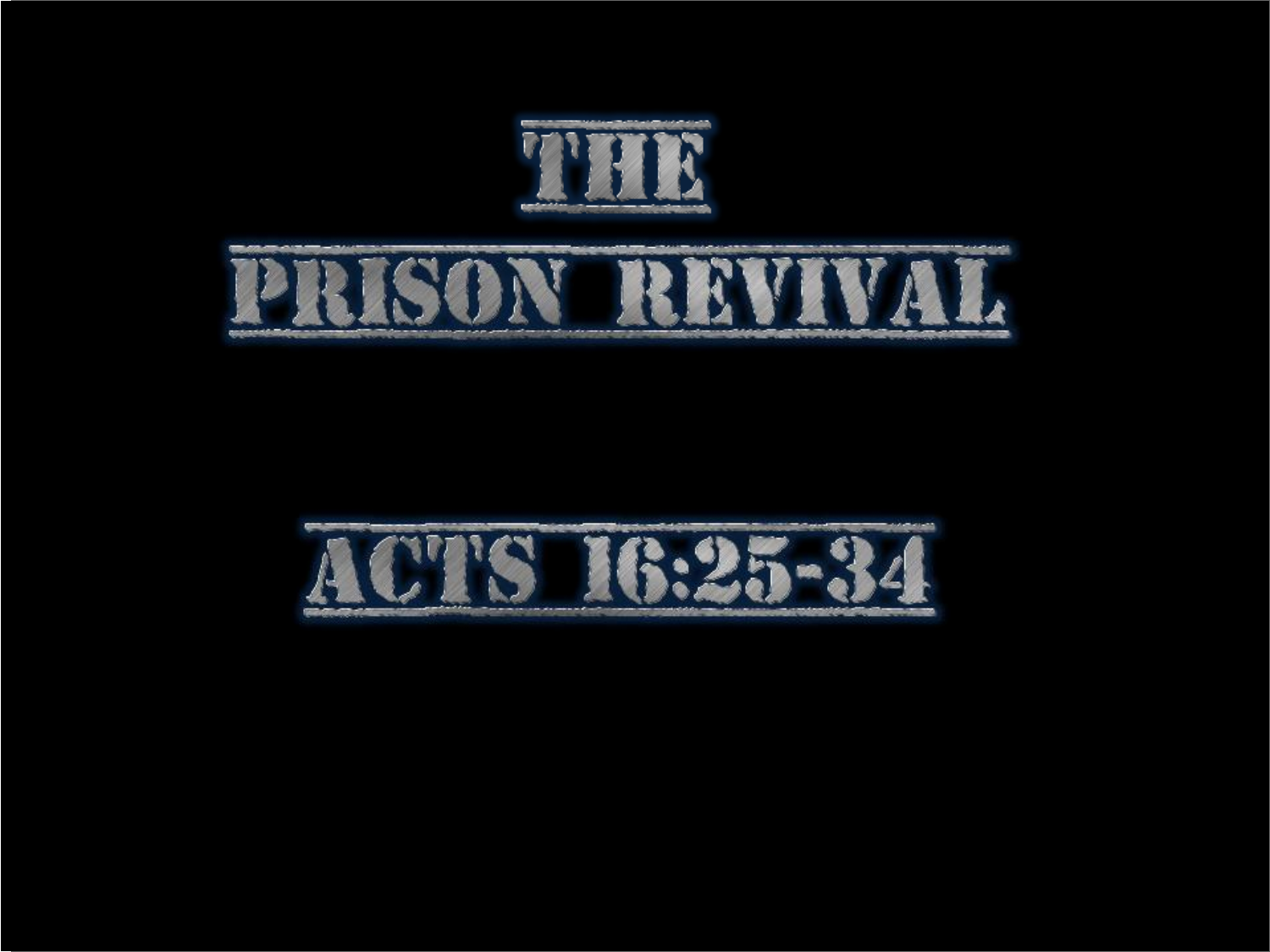# THE PRISON REVIVAL

## ACTS 16:25-34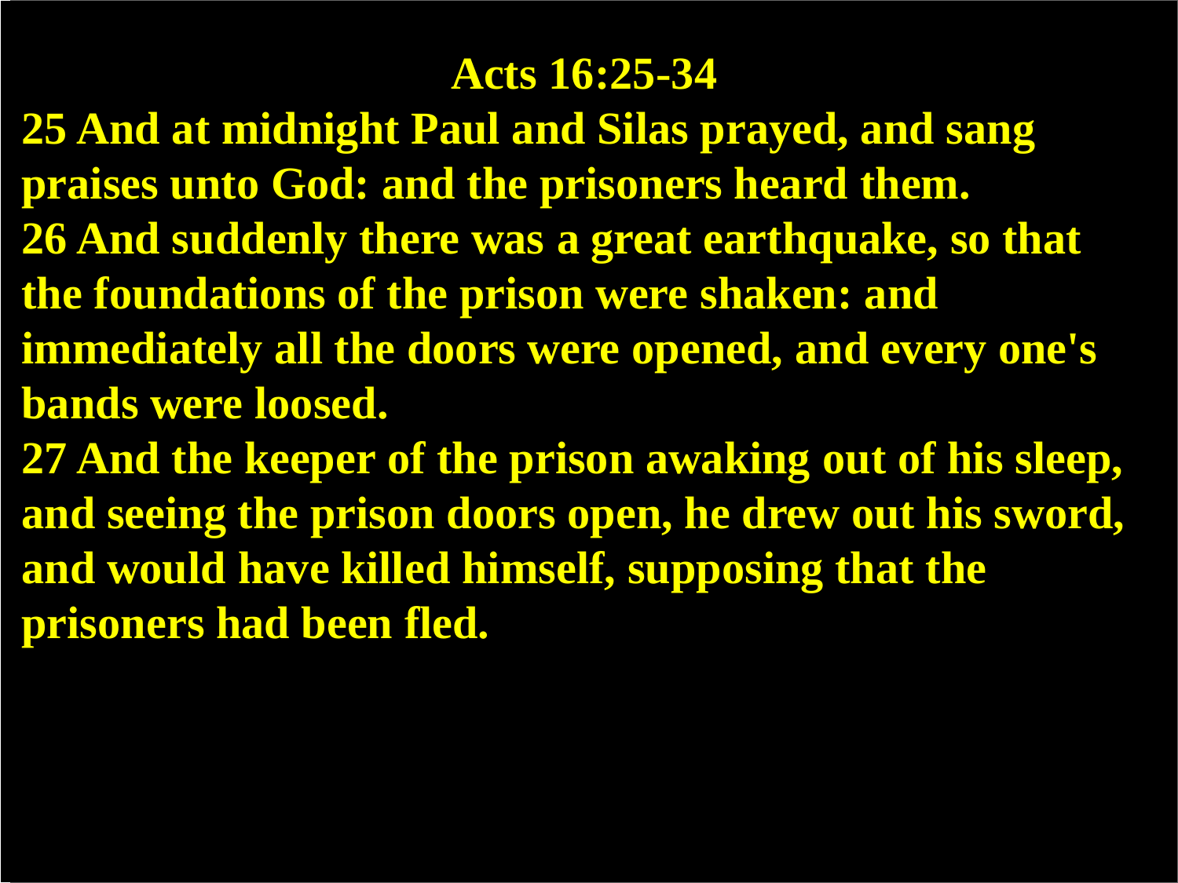# Acts 16:25-34

**25 And at midnight Paul and Silas prayed, and sang praises unto God: and the prisoners heard them.**

**26 And suddenly there was a great earthquake, so that the foundations of the prison were shaken: and immediately all the doors were opened, and every one's bands were loosed.**

**27 And the keeper of the prison awaking out of his sleep, and seeing the prison doors open, he drew out his sword, and would have killed himself, supposing that the prisoners had been fled.**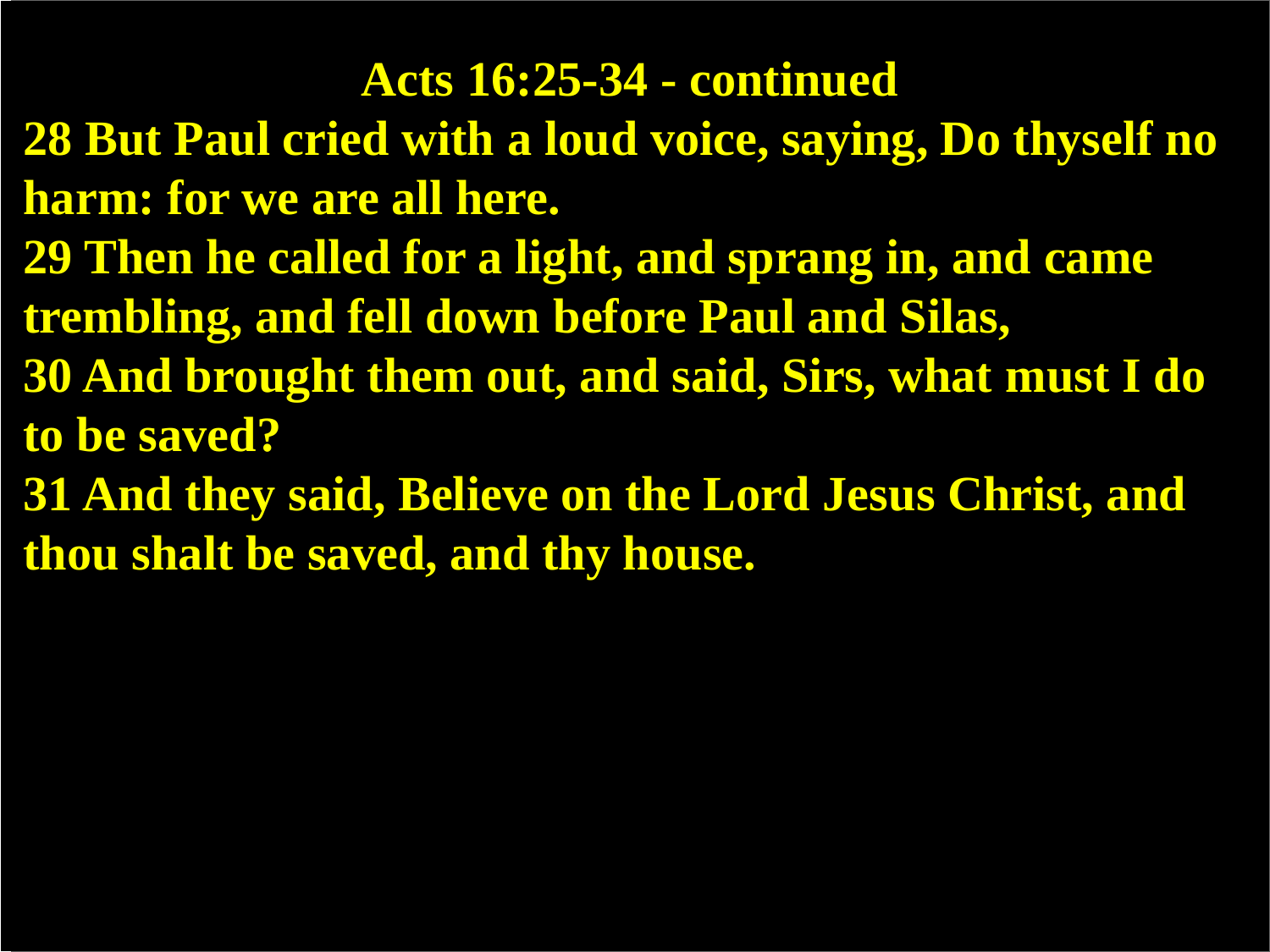## Acts 16:25-34 - continued

**28 But Paul cried with a loud voice, saying, Do thyself no harm: for we are all here.**

**29 Then he called for a light, and sprang in, and came trembling, and fell down before Paul and Silas,**

**30 And brought them out, and said, Sirs, what must I do to be saved?**

**31 And they said, Believe on the Lord Jesus Christ, and thou shalt be saved, and thy house.**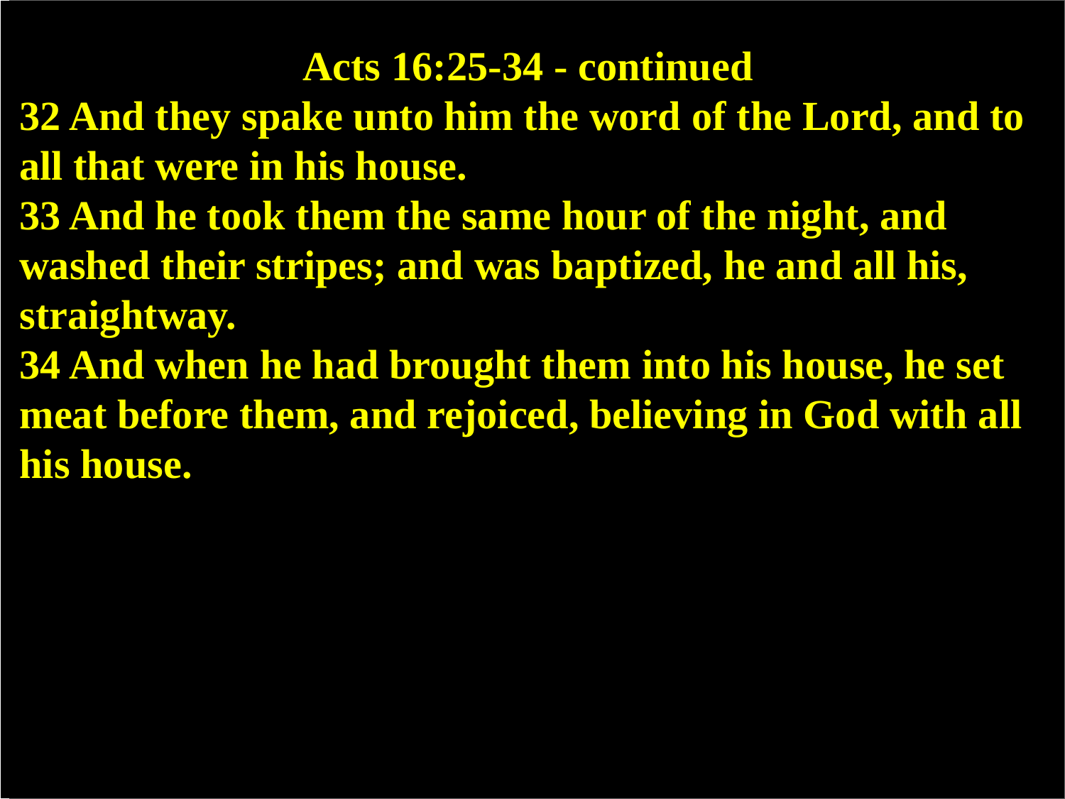# Acts 16:25-34 - continued

**32 And they spake unto him the word of the Lord, and to all that were in his house.**

**33 And he took them the same hour of the night, and washed their stripes; and was baptized, he and all his, straightway.**

**34 And when he had brought them into his house, he set meat before them, and rejoiced, believing in God with all his house.**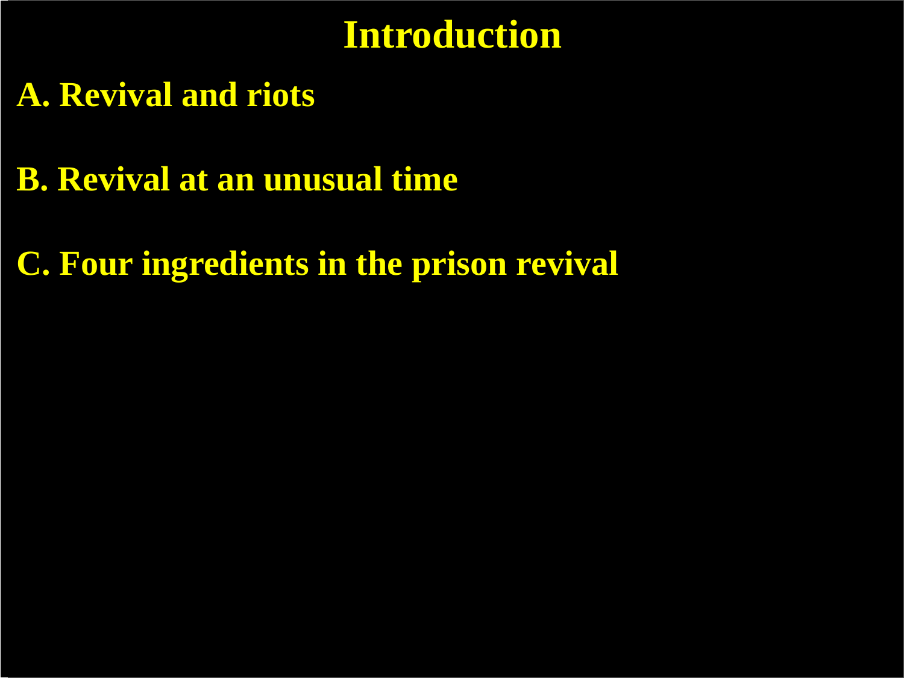# Introduction

**A. Revival and riots**

**B. Revival at an unusual time**

**C. Four ingredients in the prison revival**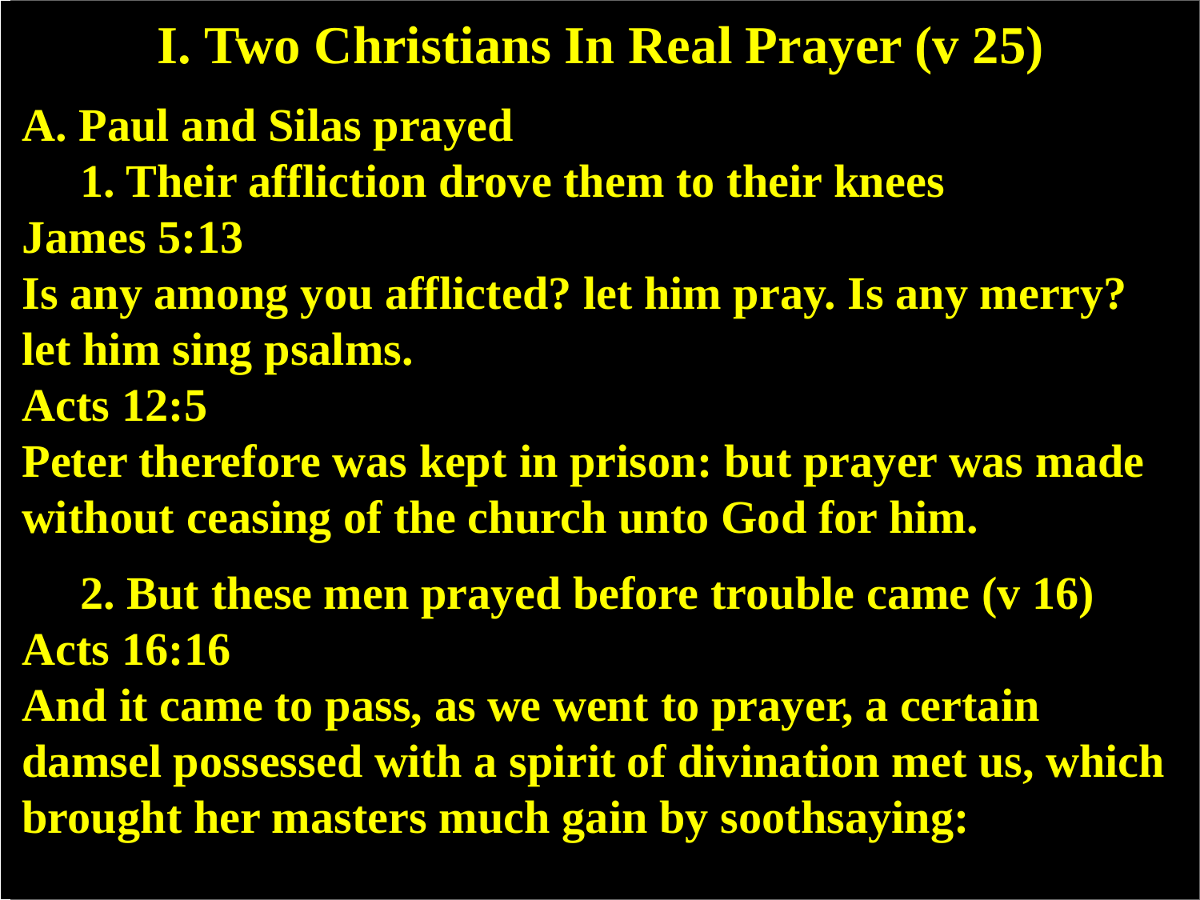# I. Two Christians In Real Prayer (v 25)

**A. Paul and Silas prayed**

**1. Their affliction drove them to their knees**

**James 5:13**

**Is any among you afflicted? let him pray. Is any merry? let him sing psalms.**

**Acts 12:5**

**Peter therefore was kept in prison: but prayer was made without ceasing of the church unto God for him.**

**2. But these men prayed before trouble came (v 16)**

**Acts 16:16**

**And it came to pass, as we went to prayer, a certain damsel possessed with a spirit of divination met us, which brought her masters much gain by soothsaying:**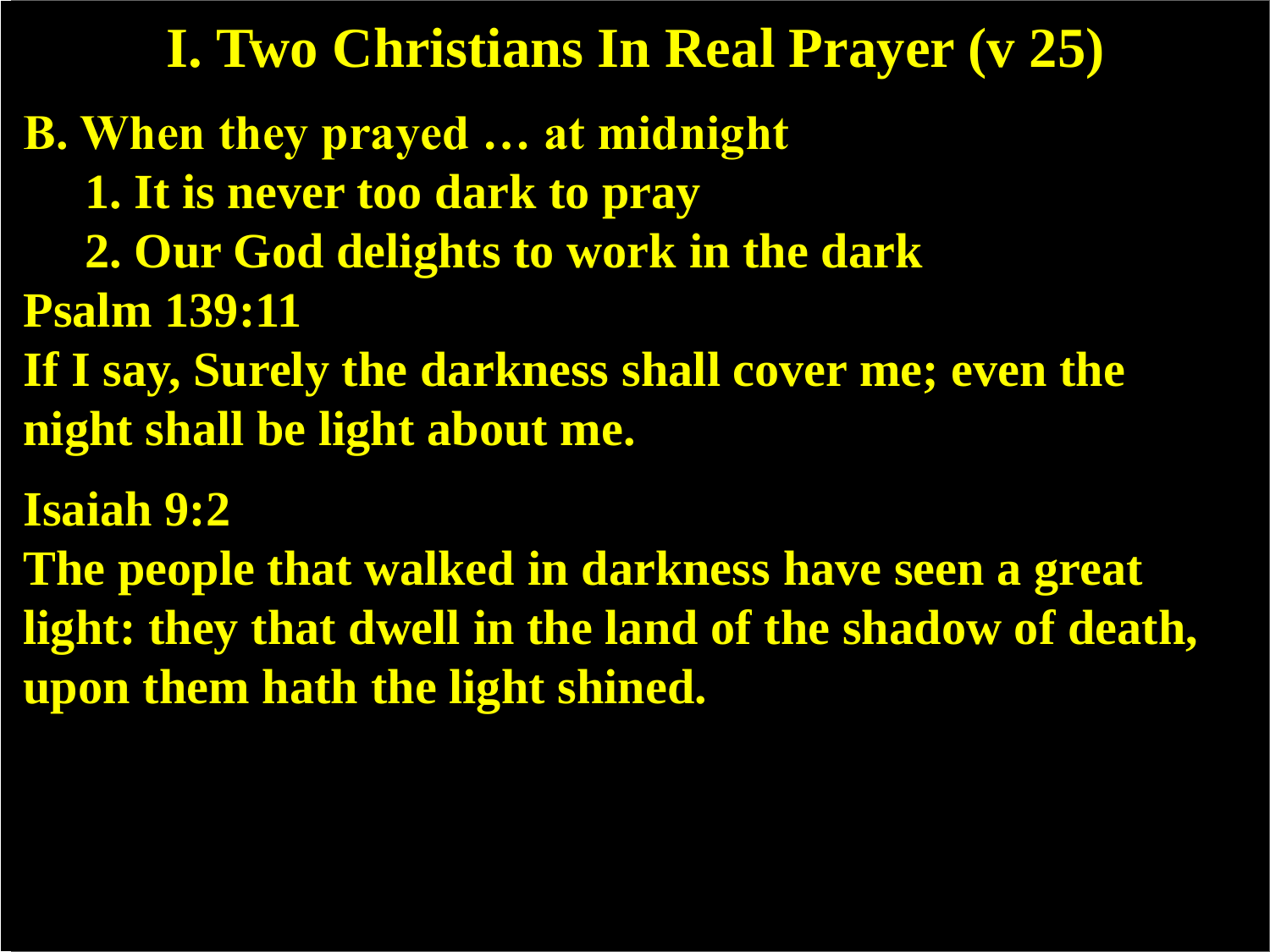# I. Two Christians In Real Prayer (v 25)

**B. When they prayed … at midnight**

1. **It is never too dark to pray**
2. **Our God delights to work in the dark**

**Psalm 139:11**

**If I say, Surely the darkness shall cover me; even the night shall be light about me.**

**Isaiah 9:2**

**The people that walked in darkness have seen a great light: they that dwell in the land of the shadow of death, upon them hath the light shined.**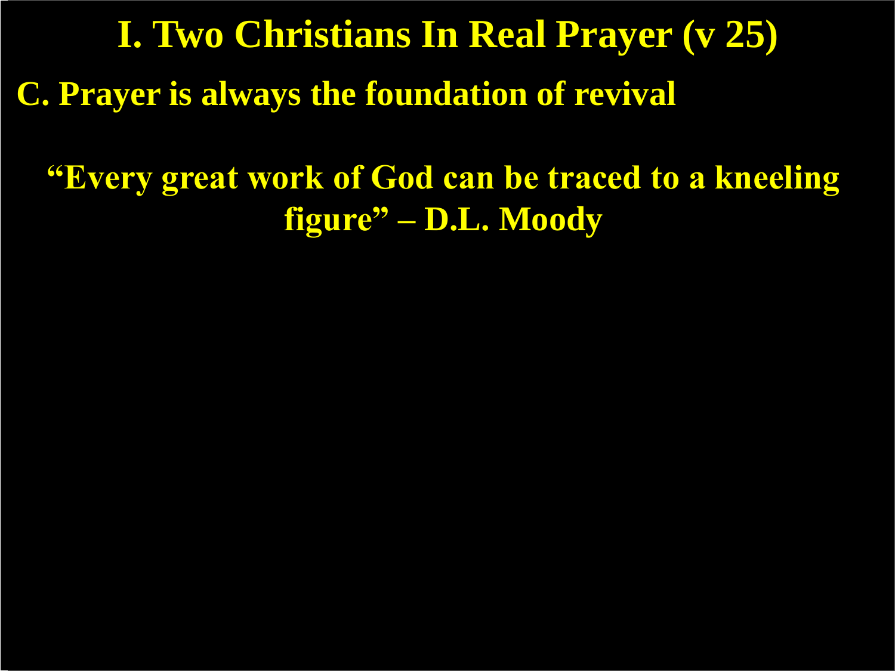# I. Two Christians In Real Prayer (v 25)

## C. Prayer is always the foundation of revival

**"Every great work of God can be traced to a kneeling figure" – D.L. Moody**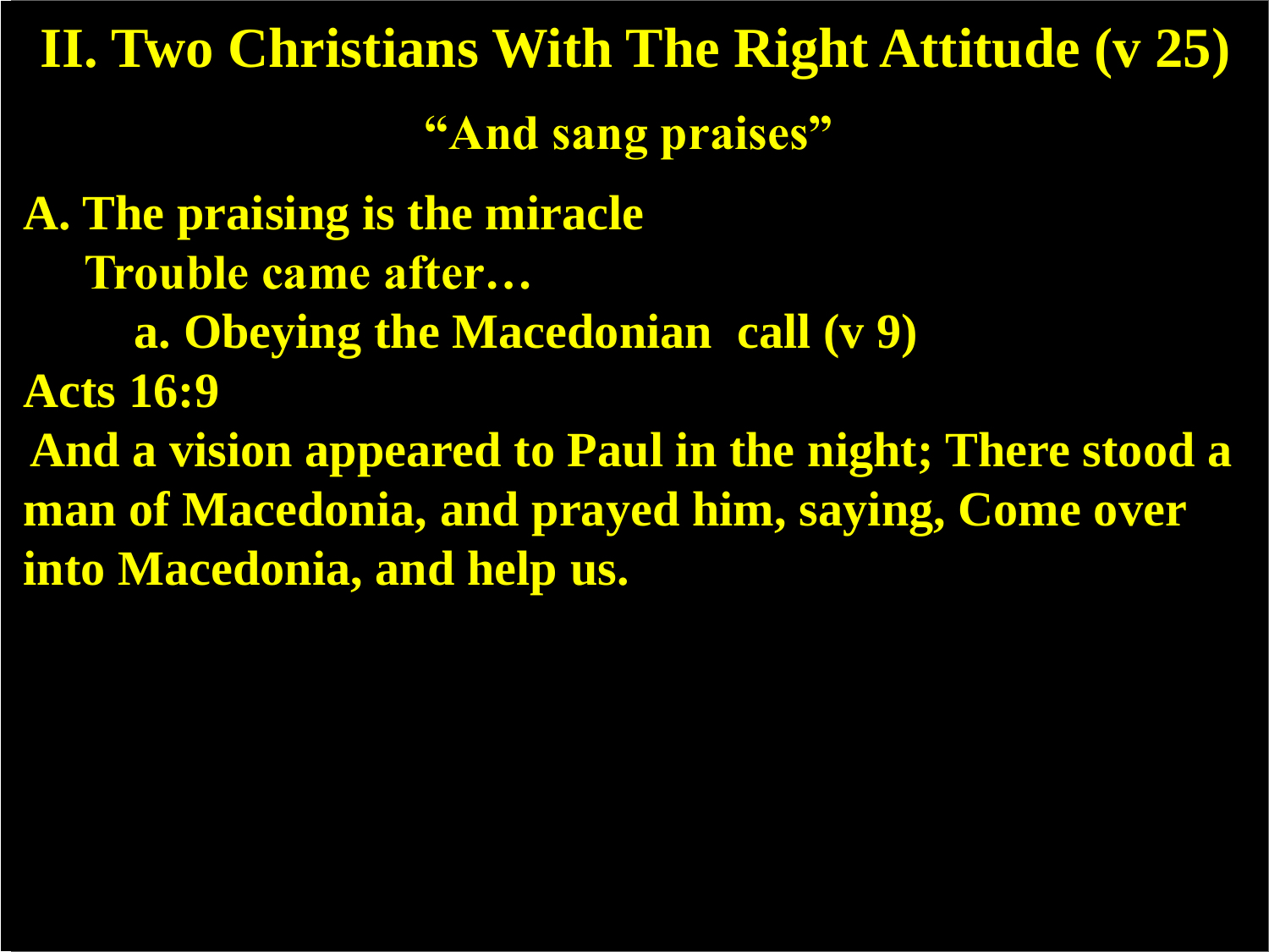# II. Two Christians With The Right Attitude (v 25)

**"And sang praises"**

**A. The praising is the miracle**

**Trouble came after…**

**a. Obeying the Macedonian call (v 9)**

**Acts 16:9**

**And a vision appeared to Paul in the night; There stood a man of Macedonia, and prayed him, saying, Come over into Macedonia, and help us.**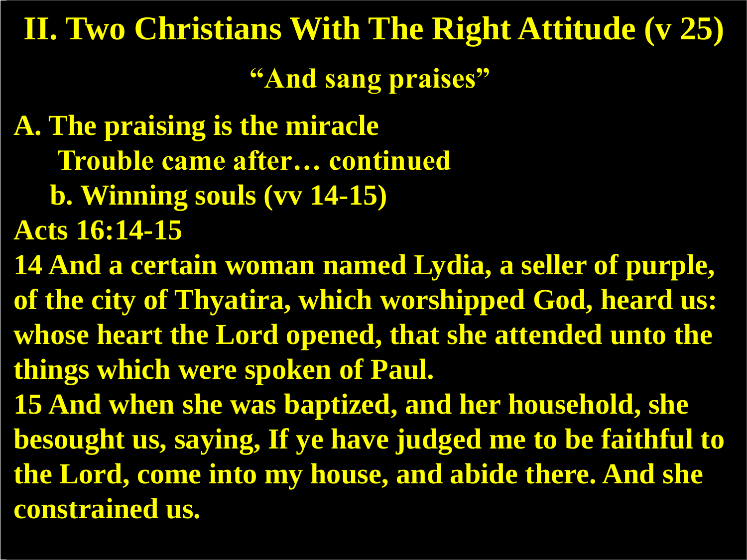## II. Two Christians With The Right Attitude (v 25)

**"And sang praises"**

**A. The praising is the miracle**

**Trouble came after… continued**

**b. Winning souls (vv 14-15)**

**Acts 16:14-15**

**14 And a certain woman named Lydia, a seller of purple, of the city of Thyatira, which worshipped God, heard us: whose heart the Lord opened, that she attended unto the things which were spoken of Paul.**

**15 And when she was baptized, and her household, she besought us, saying, If ye have judged me to be faithful to the Lord, come into my house, and abide there. And she constrained us.**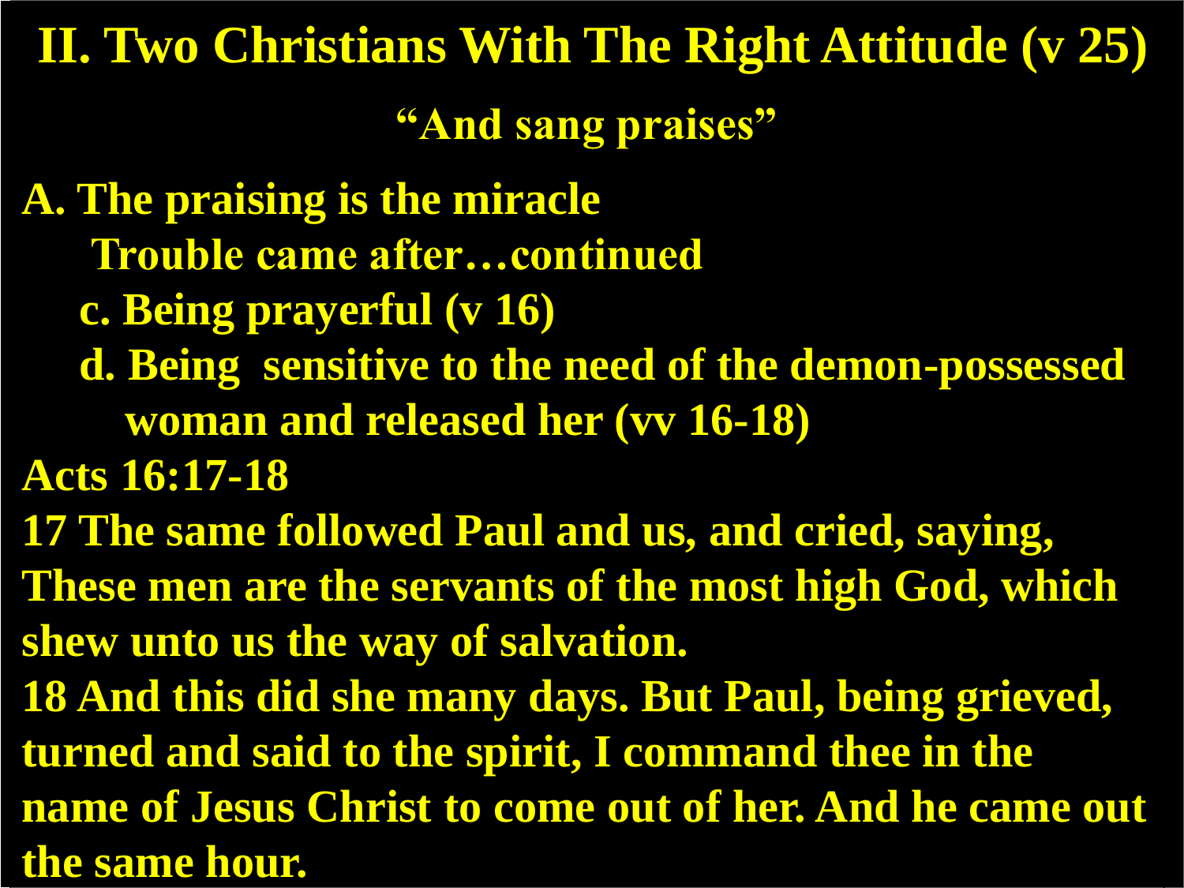# II. Two Christians With The Right Attitude (v 25)

**"And sang praises"**

**A. The praising is the miracle**

**Trouble came after…continued**

**c. Being prayerful (v 16)**

**d. Being sensitive to the need of the demon-possessed woman and released her (vv 16-18)**

**Acts 16:17-18**

**17 The same followed Paul and us, and cried, saying, These men are the servants of the most high God, which shew unto us the way of salvation.**

**18 And this did she many days. But Paul, being grieved, turned and said to the spirit, I command thee in the name of Jesus Christ to come out of her. And he came out the same hour.**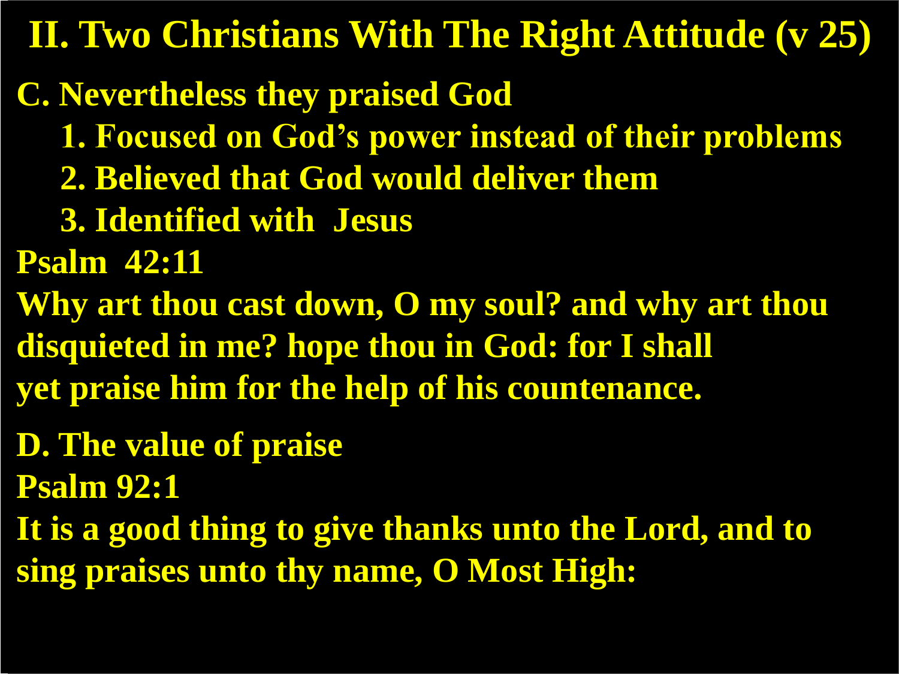# II. Two Christians With The Right Attitude (v 25)

**C. Nevertheless they praised God**

1. **Focused on God's power instead of their problems**
2. **Believed that God would deliver them**
3. **Identified with Jesus**

**Psalm 42:11**

**Why art thou cast down, O my soul? and why art thou disquieted in me? hope thou in God: for I shall yet praise him for the help of his countenance.**

**D. The value of praise**

**Psalm 92:1**

**It is a good thing to give thanks unto the Lord, and to sing praises unto thy name, O Most High:**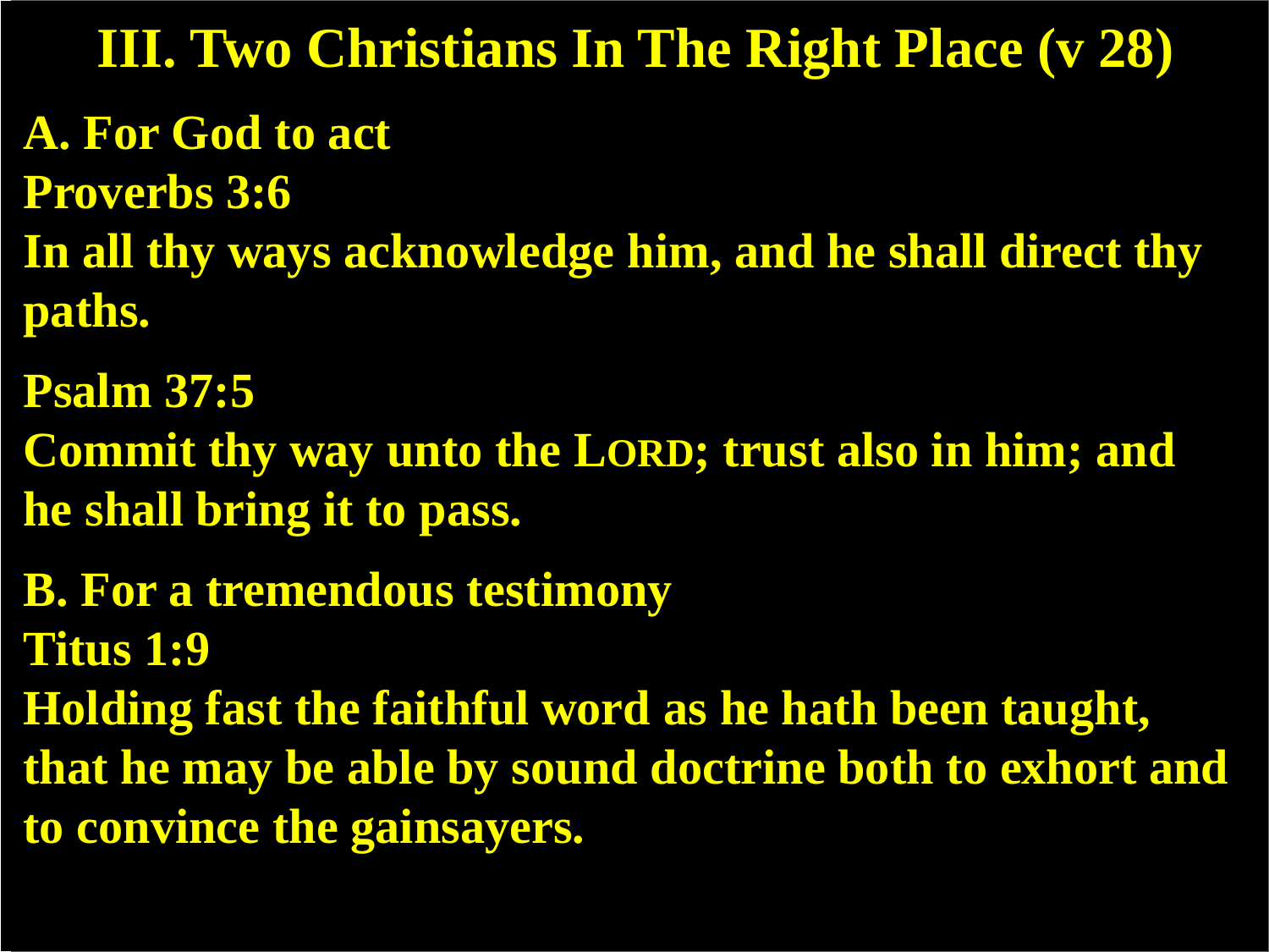# III. Two Christians In The Right Place (v 28)

**A. For God to act**

**Proverbs 3:6**

**In all thy ways acknowledge him, and he shall direct thy paths.**

**Psalm 37:5**

**Commit thy way unto the LORD; trust also in him; and he shall bring it to pass.**

**B. For a tremendous testimony**

**Titus 1:9**

**Holding fast the faithful word as he hath been taught, that he may be able by sound doctrine both to exhort and to convince the gainsayers.**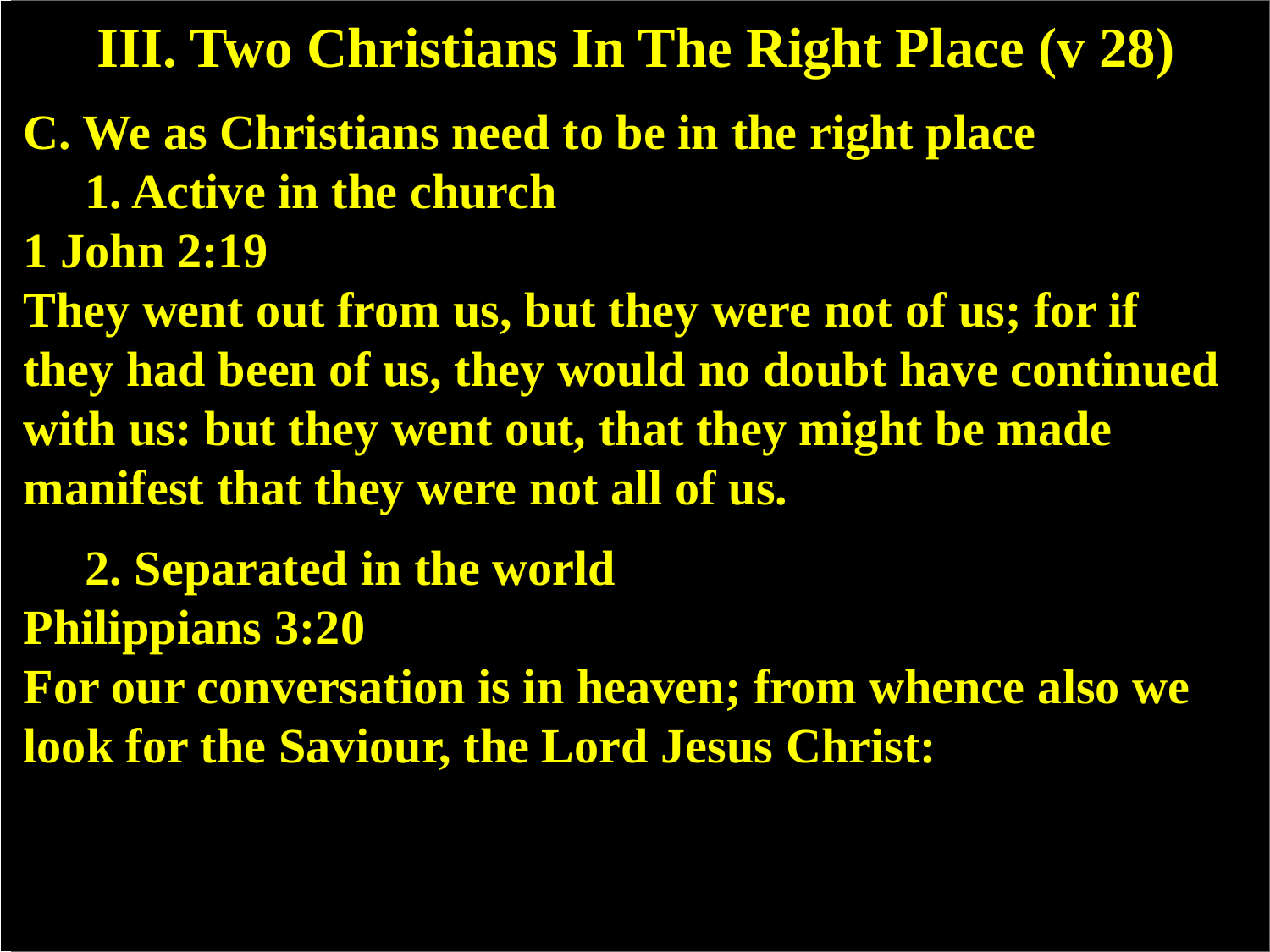# III. Two Christians In The Right Place (v 28)

**C. We as Christians need to be in the right place**

**1. Active in the church**

**1 John 2:19**

**They went out from us, but they were not of us; for if they had been of us, they would no doubt have continued with us: but they went out, that they might be made manifest that they were not all of us.**

**2. Separated in the world**

**Philippians 3:20**

**For our conversation is in heaven; from whence also we look for the Saviour, the Lord Jesus Christ:**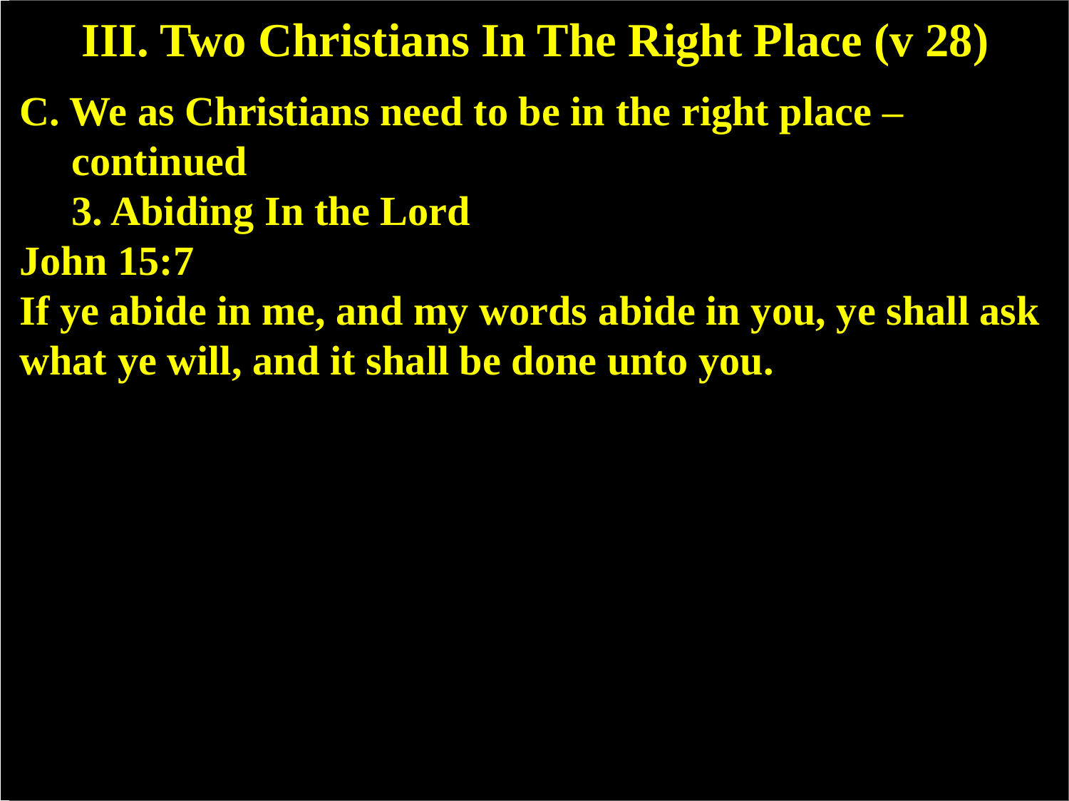# III. Two Christians In The Right Place (v 28)

**C. We as Christians need to be in the right place – continued**

**3. Abiding In the Lord**

**John 15:7**

**If ye abide in me, and my words abide in you, ye shall ask what ye will, and it shall be done unto you.**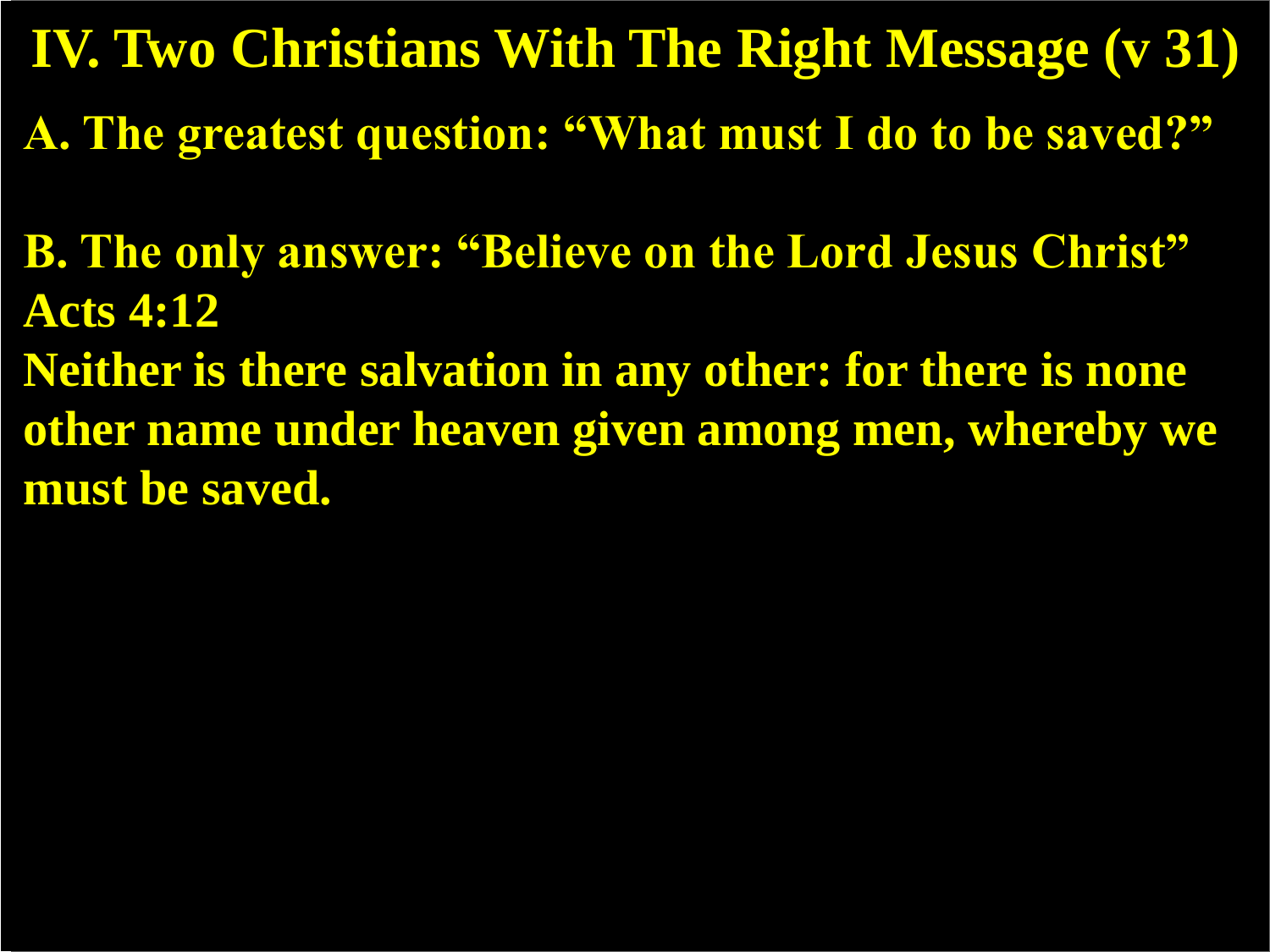# IV. Two Christians With The Right Message (v 31)

**A. The greatest question: "What must I do to be saved?"**

**B. The only answer: "Believe on the Lord Jesus Christ"**
**Acts 4:12**
**Neither is there salvation in any other: for there is none other name under heaven given among men, whereby we must be saved.**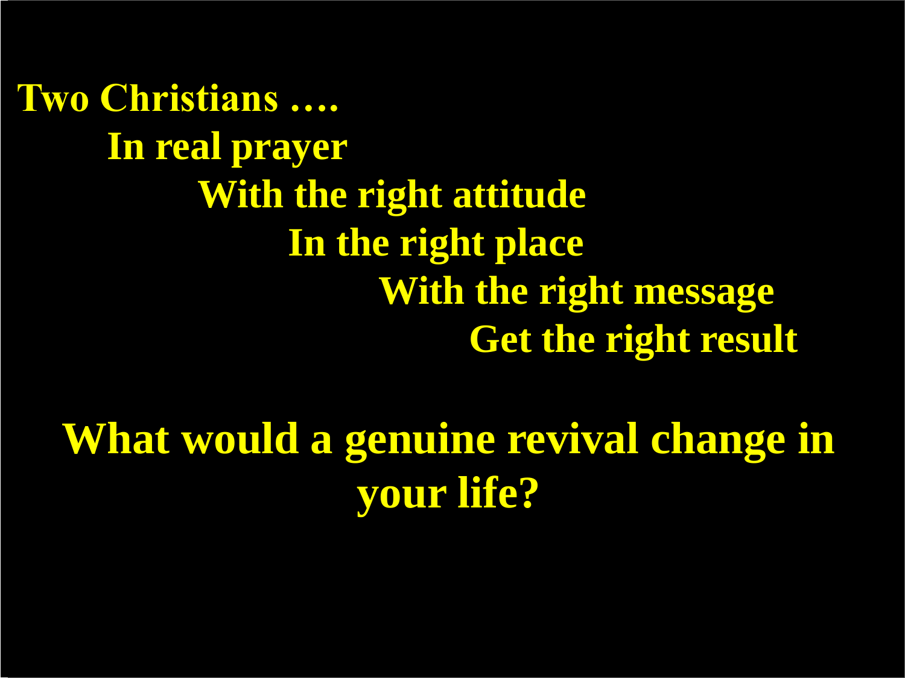**Two Christians ….**

**In real prayer**

**With the right attitude**

**In the right place**

**With the right message**

**Get the right result**

**What would a genuine revival change in your life?**